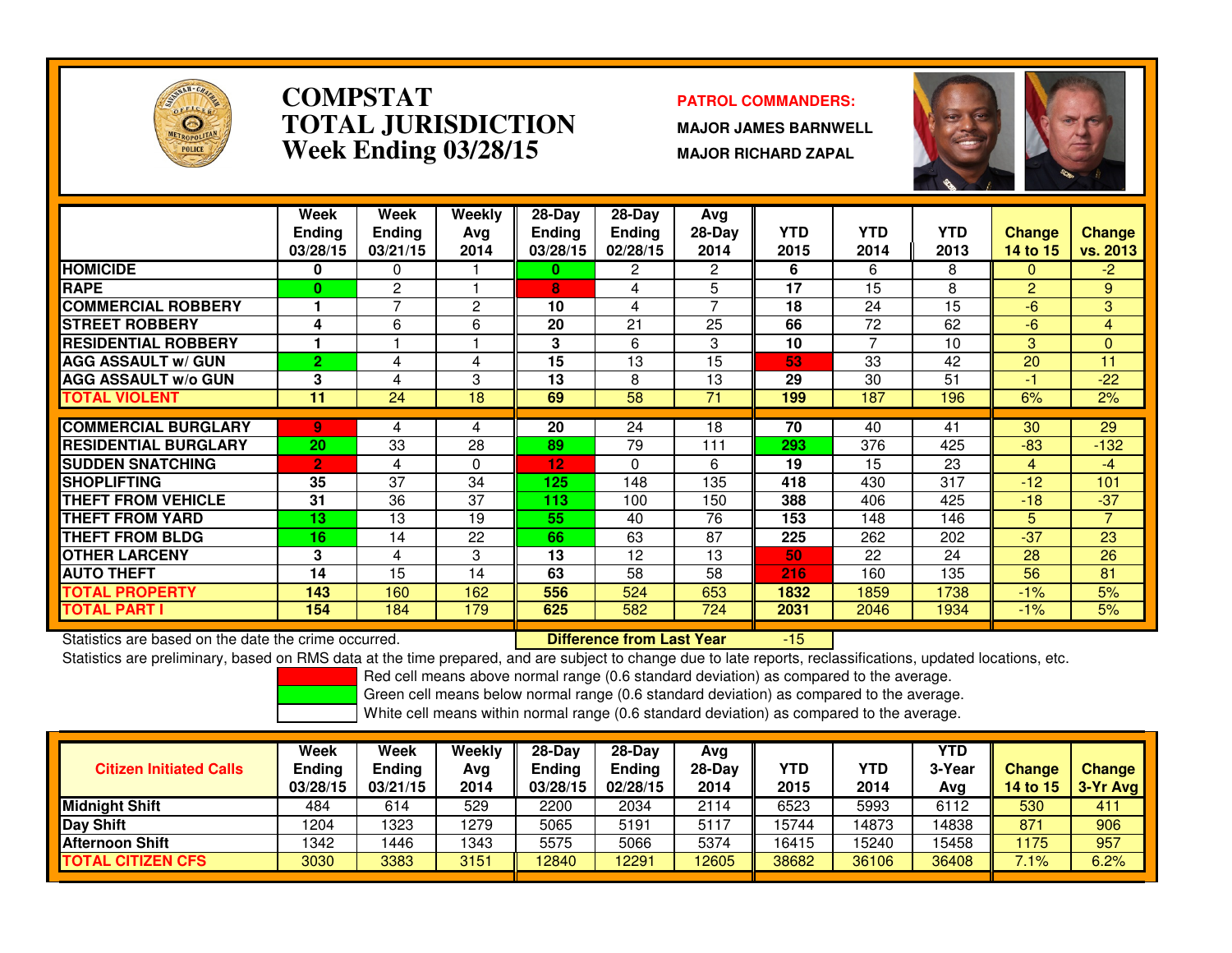# COMPSTAT
# TOTAL JURISDICTION
## Week Ending 03/28/15

**PATROL COMMANDERS:**

**MAJOR JAMES BARNWELL**

**MAJOR RICHARD ZAPAL**

| | Week Ending 03/28/15 | Week Ending 03/21/15 | Weekly Avg 2014 | 28-Day Ending 03/28/15 | 28-Day Ending 02/28/15 | Avg 28-Day 2014 | YTD 2015 | YTD 2014 | YTD 2013 | Change 14 to 15 | Change vs. 2013 |
|---|---|---|---|---|---|---|---|---|---|---|---|
| HOMICIDE | 0 | 0 | 1 | 0 | 2 | 2 | 6 | 6 | 8 | 0 | -2 |
| RAPE | 0 | 2 | 1 | 8 | 4 | 5 | 17 | 15 | 8 | 2 | 9 |
| COMMERCIAL ROBBERY | 1 | 7 | 2 | 10 | 4 | 7 | 18 | 24 | 15 | -6 | 3 |
| STREET ROBBERY | 4 | 6 | 6 | 20 | 21 | 25 | 66 | 72 | 62 | -6 | 4 |
| RESIDENTIAL ROBBERY | 1 | 1 | 1 | 3 | 6 | 3 | 10 | 7 | 10 | 3 | 0 |
| AGG ASSAULT w/ GUN | 2 | 4 | 4 | 15 | 13 | 15 | 53 | 33 | 42 | 20 | 11 |
| AGG ASSAULT w/o GUN | 3 | 4 | 3 | 13 | 8 | 13 | 29 | 30 | 51 | -1 | -22 |
| **TOTAL VIOLENT** | 11 | 24 | 18 | 69 | 58 | 71 | 199 | 187 | 196 | 6% | 2% |
| COMMERCIAL BURGLARY | 9 | 4 | 4 | 20 | 24 | 18 | 70 | 40 | 41 | 30 | 29 |
| RESIDENTIAL BURGLARY | 20 | 33 | 28 | 89 | 79 | 111 | 293 | 376 | 425 | -83 | -132 |
| SUDDEN SNATCHING | 2 | 4 | 0 | 12 | 0 | 6 | 19 | 15 | 23 | 4 | -4 |
| SHOPLIFTING | 35 | 37 | 34 | 125 | 148 | 135 | 418 | 430 | 317 | -12 | 101 |
| THEFT FROM VEHICLE | 31 | 36 | 37 | 113 | 100 | 150 | 388 | 406 | 425 | -18 | -37 |
| THEFT FROM YARD | 13 | 13 | 19 | 55 | 40 | 76 | 153 | 148 | 146 | 5 | 7 |
| THEFT FROM BLDG | 16 | 14 | 22 | 66 | 63 | 87 | 225 | 262 | 202 | -37 | 23 |
| OTHER LARCENY | 3 | 4 | 3 | 13 | 12 | 13 | 50 | 22 | 24 | 28 | 26 |
| AUTO THEFT | 14 | 15 | 14 | 63 | 58 | 58 | 216 | 160 | 135 | 56 | 81 |
| **TOTAL PROPERTY** | 143 | 160 | 162 | 556 | 524 | 653 | 1832 | 1859 | 1738 | -1% | 5% |
| **TOTAL PART I** | 154 | 184 | 179 | 625 | 582 | 724 | 2031 | 2046 | 1934 | -1% | 5% |

Statistics are based on the date the crime occurred. **Difference from Last Year** -15

Statistics are preliminary, based on RMS data at the time prepared, and are subject to change due to late reports, reclassifications, updated locations, etc.

Red cell means above normal range (0.6 standard deviation) as compared to the average.

Green cell means below normal range (0.6 standard deviation) as compared to the average.

White cell means within normal range (0.6 standard deviation) as compared to the average.

| Citizen Initiated Calls | Week Ending 03/28/15 | Week Ending 03/21/15 | Weekly Avg 2014 | 28-Day Ending 03/28/15 | 28-Day Ending 02/28/15 | Avg 28-Day 2014 | YTD 2015 | YTD 2014 | YTD 3-Year Avg | Change 14 to 15 | Change 3-Yr Avg |
|---|---|---|---|---|---|---|---|---|---|---|---|
| Midnight Shift | 484 | 614 | 529 | 2200 | 2034 | 2114 | 6523 | 5993 | 6112 | 530 | 411 |
| Day Shift | 1204 | 1323 | 1279 | 5065 | 5191 | 5117 | 15744 | 14873 | 14838 | 871 | 906 |
| Afternoon Shift | 1342 | 1446 | 1343 | 5575 | 5066 | 5374 | 16415 | 15240 | 15458 | 1175 | 957 |
| **TOTAL CITIZEN CFS** | 3030 | 3383 | 3151 | 12840 | 12291 | 12605 | 38682 | 36106 | 36408 | 7.1% | 6.2% |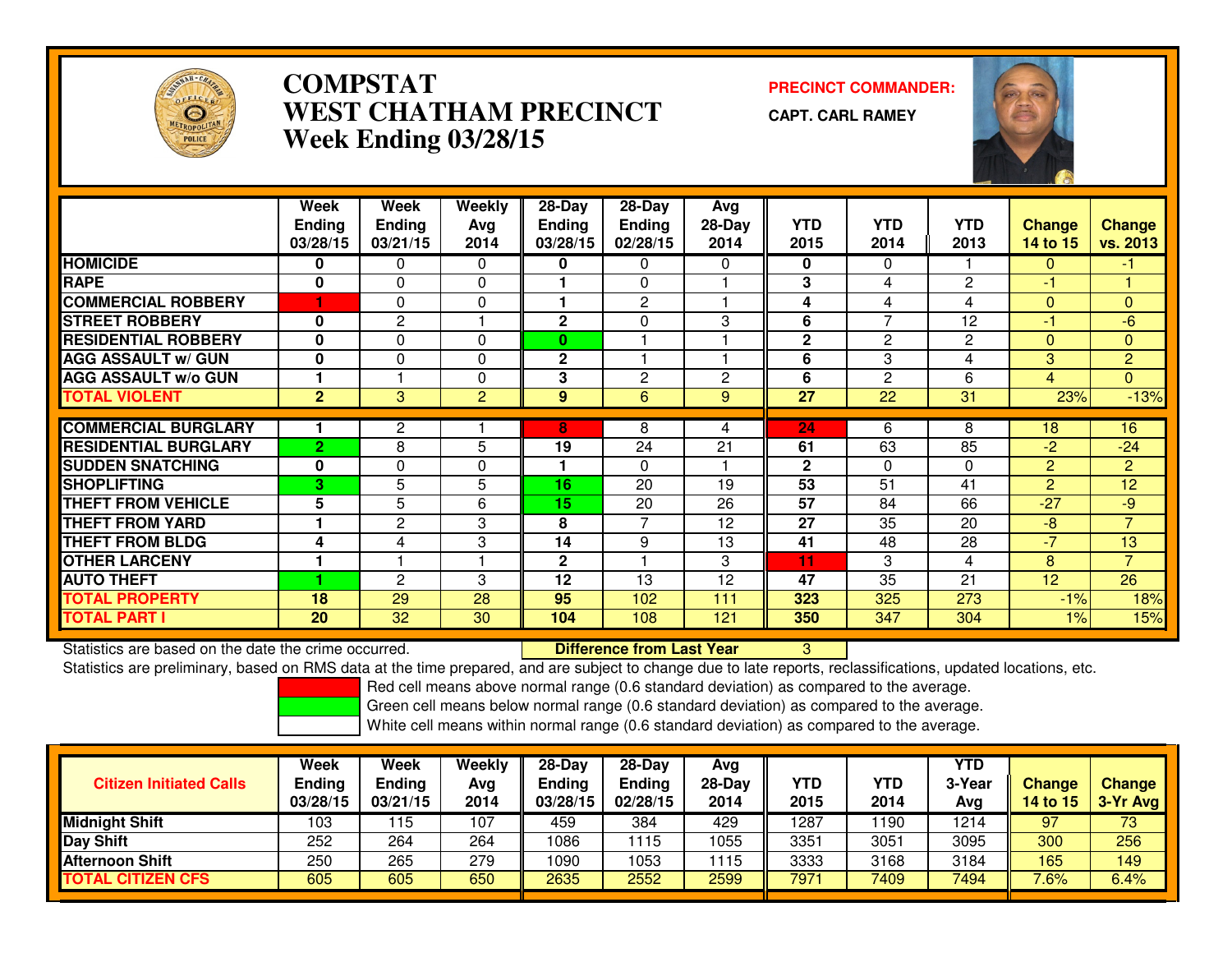# COMPSTAT
# WEST CHATHAM PRECINCT
# Week Ending 03/28/15

**PRECINCT COMMANDER:**

**CAPT. CARL RAMEY**

| | Week Ending 03/28/15 | Week Ending 03/21/15 | Weekly Avg 2014 | 28-Day Ending 03/28/15 | 28-Day Ending 02/28/15 | Avg 28-Day 2014 | YTD 2015 | YTD 2014 | YTD 2013 | Change 14 to 15 | Change vs. 2013 |
|---|---|---|---|---|---|---|---|---|---|---|---|
| HOMICIDE | 0 | 0 | 0 | 0 | 0 | 0 | 0 | 0 | 1 | 0 | -1 |
| RAPE | 0 | 0 | 0 | 1 | 0 | 1 | 3 | 4 | 2 | -1 | 1 |
| COMMERCIAL ROBBERY | 1 | 0 | 0 | 1 | 2 | 1 | 4 | 4 | 4 | 0 | 0 |
| STREET ROBBERY | 0 | 2 | 1 | 2 | 0 | 3 | 6 | 7 | 12 | -1 | -6 |
| RESIDENTIAL ROBBERY | 0 | 0 | 0 | 0 | 1 | 1 | 2 | 2 | 2 | 0 | 0 |
| AGG ASSAULT w/ GUN | 0 | 0 | 0 | 2 | 1 | 1 | 6 | 3 | 4 | 3 | 2 |
| AGG ASSAULT w/o GUN | 1 | 1 | 0 | 3 | 2 | 2 | 6 | 2 | 6 | 4 | 0 |
| TOTAL VIOLENT | 2 | 3 | 2 | 9 | 6 | 9 | 27 | 22 | 31 | 23% | -13% |
| COMMERCIAL BURGLARY | 1 | 2 | 1 | 8 | 8 | 4 | 24 | 6 | 8 | 18 | 16 |
| RESIDENTIAL BURGLARY | 2 | 8 | 5 | 19 | 24 | 21 | 61 | 63 | 85 | -2 | -24 |
| SUDDEN SNATCHING | 0 | 0 | 0 | 1 | 0 | 1 | 2 | 0 | 0 | 2 | 2 |
| SHOPLIFTING | 3 | 5 | 5 | 16 | 20 | 19 | 53 | 51 | 41 | 2 | 12 |
| THEFT FROM VEHICLE | 5 | 5 | 6 | 15 | 20 | 26 | 57 | 84 | 66 | -27 | -9 |
| THEFT FROM YARD | 1 | 2 | 3 | 8 | 7 | 12 | 27 | 35 | 20 | -8 | 7 |
| THEFT FROM BLDG | 4 | 4 | 3 | 14 | 9 | 13 | 41 | 48 | 28 | -7 | 13 |
| OTHER LARCENY | 1 | 1 | 1 | 2 | 1 | 3 | 11 | 3 | 4 | 8 | 7 |
| AUTO THEFT | 1 | 2 | 3 | 12 | 13 | 12 | 47 | 35 | 21 | 12 | 26 |
| TOTAL PROPERTY | 18 | 29 | 28 | 95 | 102 | 111 | 323 | 325 | 273 | -1% | 18% |
| TOTAL PART I | 20 | 32 | 30 | 104 | 108 | 121 | 350 | 347 | 304 | 1% | 15% |

Statistics are based on the date the crime occurred. **Difference from Last Year** 3

Statistics are preliminary, based on RMS data at the time prepared, and are subject to change due to late reports, reclassifications, updated locations, etc.

Red cell means above normal range (0.6 standard deviation) as compared to the average.

Green cell means below normal range (0.6 standard deviation) as compared to the average.

White cell means within normal range (0.6 standard deviation) as compared to the average.

| Citizen Initiated Calls | Week Ending 03/28/15 | Week Ending 03/21/15 | Weekly Avg 2014 | 28-Day Ending 03/28/15 | 28-Day Ending 02/28/15 | Avg 28-Day 2014 | YTD 2015 | YTD 2014 | YTD 3-Year Avg | Change 14 to 15 | Change 3-Yr Avg |
|---|---|---|---|---|---|---|---|---|---|---|---|
| Midnight Shift | 103 | 115 | 107 | 459 | 384 | 429 | 1287 | 1190 | 1214 | 97 | 73 |
| Day Shift | 252 | 264 | 264 | 1086 | 1115 | 1055 | 3351 | 3051 | 3095 | 300 | 256 |
| Afternoon Shift | 250 | 265 | 279 | 1090 | 1053 | 1115 | 3333 | 3168 | 3184 | 165 | 149 |
| TOTAL CITIZEN CFS | 605 | 605 | 650 | 2635 | 2552 | 2599 | 7971 | 7409 | 7494 | 7.6% | 6.4% |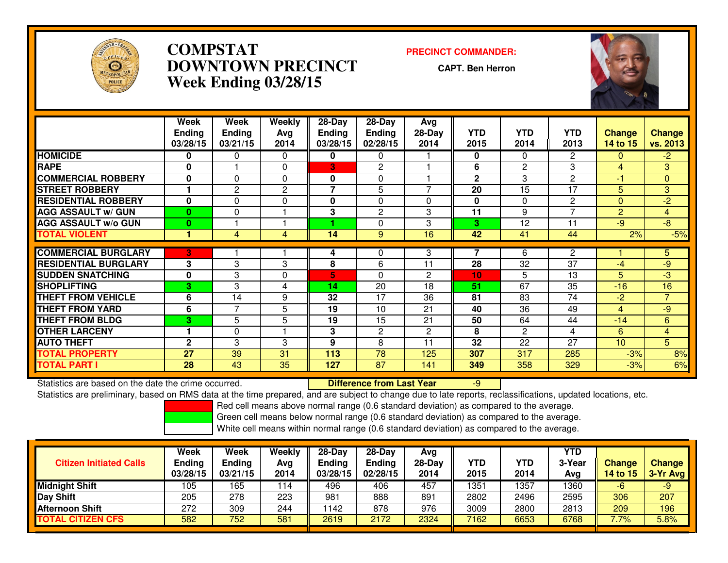# COMPSTAT
# DOWNTOWN PRECINCT
## Week Ending 03/28/15

**PRECINCT COMMANDER:**

**CAPT. Ben Herron**

| | Week Ending 03/28/15 | Week Ending 03/21/15 | Weekly Avg 2014 | 28-Day Ending 03/28/15 | 28-Day Ending 02/28/15 | Avg 28-Day 2014 | YTD 2015 | YTD 2014 | YTD 2013 | Change 14 to 15 | Change vs. 2013 |
|---|---|---|---|---|---|---|---|---|---|---|---|
| HOMICIDE | 0 | 0 | 0 | 0 | 0 | 1 | 0 | 0 | 2 | 0 | -2 |
| RAPE | 0 | 1 | 0 | 3 | 2 | 1 | 6 | 2 | 3 | 4 | 3 |
| COMMERCIAL ROBBERY | 0 | 0 | 0 | 0 | 0 | 1 | 2 | 3 | 2 | -1 | 0 |
| STREET ROBBERY | 1 | 2 | 2 | 7 | 5 | 7 | 20 | 15 | 17 | 5 | 3 |
| RESIDENTIAL ROBBERY | 0 | 0 | 0 | 0 | 0 | 0 | 0 | 0 | 2 | 0 | -2 |
| AGG ASSAULT w/ GUN | 0 | 0 | 1 | 3 | 2 | 3 | 11 | 9 | 7 | 2 | 4 |
| AGG ASSAULT w/o GUN | 0 | 1 | 1 | 1 | 0 | 3 | 3 | 12 | 11 | -9 | -8 |
| TOTAL VIOLENT | 1 | 4 | 4 | 14 | 9 | 16 | 42 | 41 | 44 | 2% | -5% |
| COMMERCIAL BURGLARY | 3 | 1 | 1 | 4 | 0 | 3 | 7 | 6 | 2 | 1 | 5 |
| RESIDENTIAL BURGLARY | 3 | 3 | 3 | 8 | 6 | 11 | 28 | 32 | 37 | -4 | -9 |
| SUDDEN SNATCHING | 0 | 3 | 0 | 5 | 0 | 2 | 10 | 5 | 13 | 5 | -3 |
| SHOPLIFTING | 3 | 3 | 4 | 14 | 20 | 18 | 51 | 67 | 35 | -16 | 16 |
| THEFT FROM VEHICLE | 6 | 14 | 9 | 32 | 17 | 36 | 81 | 83 | 74 | -2 | 7 |
| THEFT FROM YARD | 6 | 7 | 5 | 19 | 10 | 21 | 40 | 36 | 49 | 4 | -9 |
| THEFT FROM BLDG | 3 | 5 | 5 | 19 | 15 | 21 | 50 | 64 | 44 | -14 | 6 |
| OTHER LARCENY | 1 | 0 | 1 | 3 | 2 | 2 | 8 | 2 | 4 | 6 | 4 |
| AUTO THEFT | 2 | 3 | 3 | 9 | 8 | 11 | 32 | 22 | 27 | 10 | 5 |
| TOTAL PROPERTY | 27 | 39 | 31 | 113 | 78 | 125 | 307 | 317 | 285 | -3% | 8% |
| TOTAL PART I | 28 | 43 | 35 | 127 | 87 | 141 | 349 | 358 | 329 | -3% | 6% |

Statistics are based on the date the crime occurred. **Difference from Last Year** -9

Statistics are preliminary, based on RMS data at the time prepared, and are subject to change due to late reports, reclassifications, updated locations, etc.

Red cell means above normal range (0.6 standard deviation) as compared to the average.

Green cell means below normal range (0.6 standard deviation) as compared to the average.

White cell means within normal range (0.6 standard deviation) as compared to the average.

| Citizen Initiated Calls | Week Ending 03/28/15 | Week Ending 03/21/15 | Weekly Avg 2014 | 28-Day Ending 03/28/15 | 28-Day Ending 02/28/15 | Avg 28-Day 2014 | YTD 2015 | YTD 2014 | YTD 3-Year Avg | Change 14 to 15 | Change 3-Yr Avg |
|---|---|---|---|---|---|---|---|---|---|---|---|
| Midnight Shift | 105 | 165 | 114 | 496 | 406 | 457 | 1351 | 1357 | 1360 | -6 | -9 |
| Day Shift | 205 | 278 | 223 | 981 | 888 | 891 | 2802 | 2496 | 2595 | 306 | 207 |
| Afternoon Shift | 272 | 309 | 244 | 1142 | 878 | 976 | 3009 | 2800 | 2813 | 209 | 196 |
| TOTAL CITIZEN CFS | 582 | 752 | 581 | 2619 | 2172 | 2324 | 7162 | 6653 | 6768 | 7.7% | 5.8% |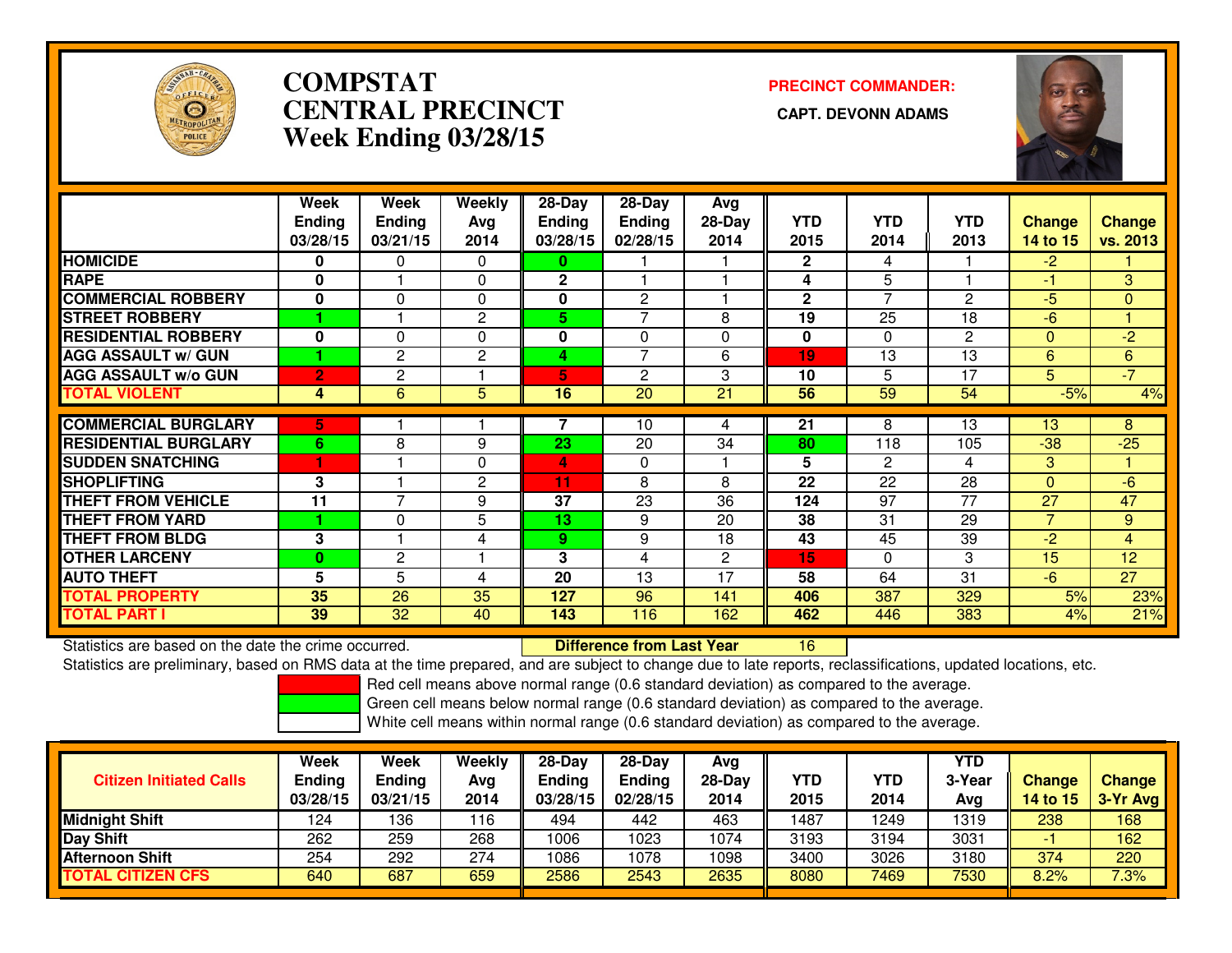# COMPSTAT
# CENTRAL PRECINCT
# Week Ending 03/28/15

**PRECINCT COMMANDER:**

**CAPT. DEVONN ADAMS**

| | Week Ending 03/28/15 | Week Ending 03/21/15 | Weekly Avg 2014 | 28-Day Ending 03/28/15 | 28-Day Ending 02/28/15 | Avg 28-Day 2014 | YTD 2015 | YTD 2014 | YTD 2013 | Change 14 to 15 | Change vs. 2013 |
|---|---|---|---|---|---|---|---|---|---|---|---|
| HOMICIDE | 0 | 0 | 0 | 0 | 1 | 1 | 2 | 4 | 1 | -2 | 1 |
| RAPE | 0 | 1 | 0 | 2 | 1 | 1 | 4 | 5 | 1 | -1 | 3 |
| COMMERCIAL ROBBERY | 0 | 0 | 0 | 0 | 2 | 1 | 2 | 7 | 2 | -5 | 0 |
| STREET ROBBERY | 1 | 1 | 2 | 5 | 7 | 8 | 19 | 25 | 18 | -6 | 1 |
| RESIDENTIAL ROBBERY | 0 | 0 | 0 | 0 | 0 | 0 | 0 | 0 | 2 | 0 | -2 |
| AGG ASSAULT w/ GUN | 1 | 2 | 2 | 4 | 7 | 6 | 19 | 13 | 13 | 6 | 6 |
| AGG ASSAULT w/o GUN | 2 | 2 | 1 | 5 | 2 | 3 | 10 | 5 | 17 | 5 | -7 |
| TOTAL VIOLENT | 4 | 6 | 5 | 16 | 20 | 21 | 56 | 59 | 54 | -5% | 4% |
| COMMERCIAL BURGLARY | 5 | 1 | 1 | 7 | 10 | 4 | 21 | 8 | 13 | 13 | 8 |
| RESIDENTIAL BURGLARY | 6 | 8 | 9 | 23 | 20 | 34 | 80 | 118 | 105 | -38 | -25 |
| SUDDEN SNATCHING | 1 | 1 | 0 | 4 | 0 | 1 | 5 | 2 | 4 | 3 | 1 |
| SHOPLIFTING | 3 | 1 | 2 | 11 | 8 | 8 | 22 | 22 | 28 | 0 | -6 |
| THEFT FROM VEHICLE | 11 | 7 | 9 | 37 | 23 | 36 | 124 | 97 | 77 | 27 | 47 |
| THEFT FROM YARD | 1 | 0 | 5 | 13 | 9 | 20 | 38 | 31 | 29 | 7 | 9 |
| THEFT FROM BLDG | 3 | 1 | 4 | 9 | 9 | 18 | 43 | 45 | 39 | -2 | 4 |
| OTHER LARCENY | 0 | 2 | 1 | 3 | 4 | 2 | 15 | 0 | 3 | 15 | 12 |
| AUTO THEFT | 5 | 5 | 4 | 20 | 13 | 17 | 58 | 64 | 31 | -6 | 27 |
| TOTAL PROPERTY | 35 | 26 | 35 | 127 | 96 | 141 | 406 | 387 | 329 | 5% | 23% |
| TOTAL PART I | 39 | 32 | 40 | 143 | 116 | 162 | 462 | 446 | 383 | 4% | 21% |

Statistics are based on the date the crime occurred. **Difference from Last Year** 16

Statistics are preliminary, based on RMS data at the time prepared, and are subject to change due to late reports, reclassifications, updated locations, etc.

Red cell means above normal range (0.6 standard deviation) as compared to the average.
Green cell means below normal range (0.6 standard deviation) as compared to the average.
White cell means within normal range (0.6 standard deviation) as compared to the average.

| Citizen Initiated Calls | Week Ending 03/28/15 | Week Ending 03/21/15 | Weekly Avg 2014 | 28-Day Ending 03/28/15 | 28-Day Ending 02/28/15 | Avg 28-Day 2014 | YTD 2015 | YTD 2014 | YTD 3-Year Avg | Change 14 to 15 | Change 3-Yr Avg |
|---|---|---|---|---|---|---|---|---|---|---|---|
| Midnight Shift | 124 | 136 | 116 | 494 | 442 | 463 | 1487 | 1249 | 1319 | 238 | 168 |
| Day Shift | 262 | 259 | 268 | 1006 | 1023 | 1074 | 3193 | 3194 | 3031 | -1 | 162 |
| Afternoon Shift | 254 | 292 | 274 | 1086 | 1078 | 1098 | 3400 | 3026 | 3180 | 374 | 220 |
| TOTAL CITIZEN CFS | 640 | 687 | 659 | 2586 | 2543 | 2635 | 8080 | 7469 | 7530 | 8.2% | 7.3% |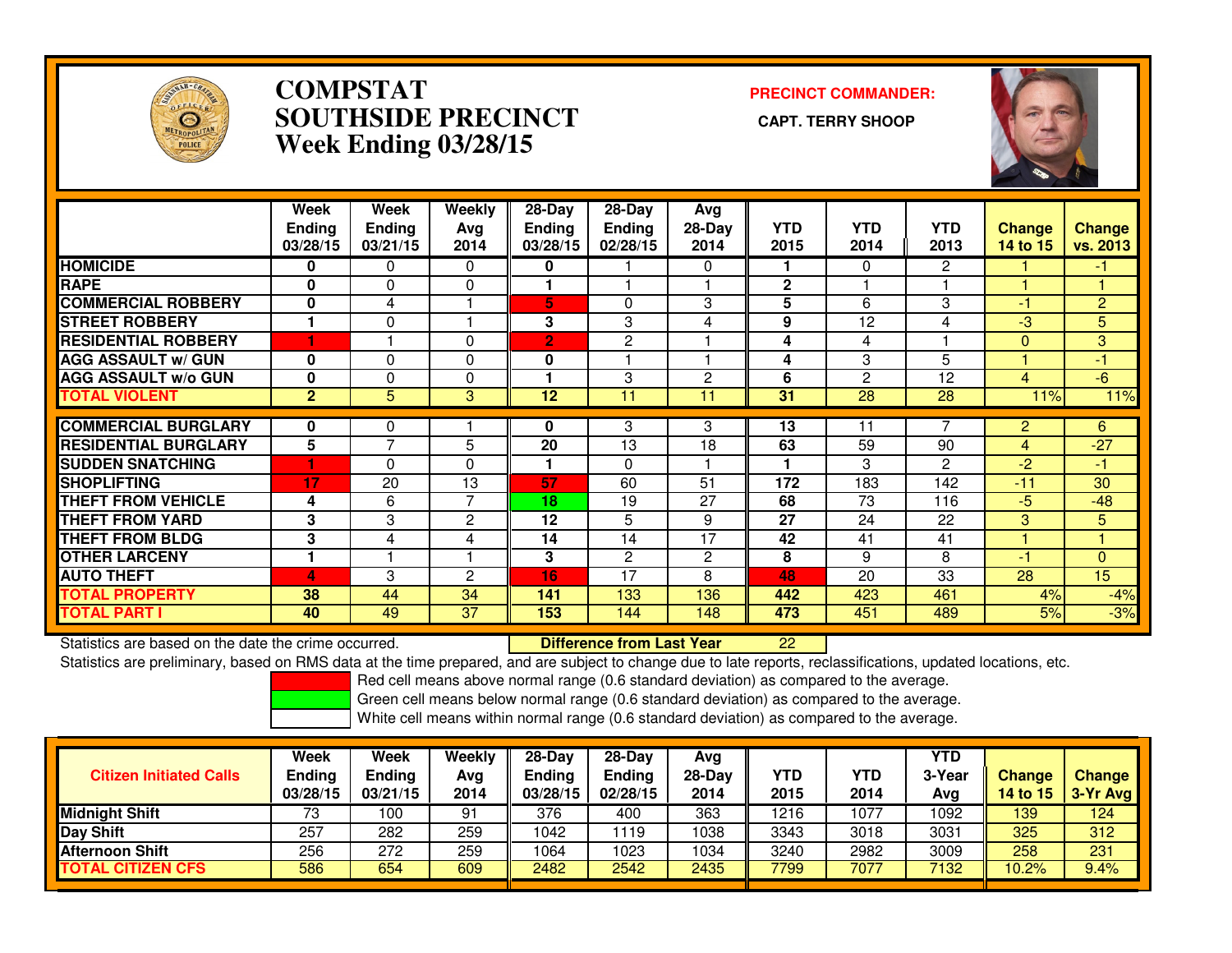# COMPSTAT
# SOUTHSIDE PRECINCT
# Week Ending 03/28/15

**PRECINCT COMMANDER:**

**CAPT. TERRY SHOOP**

| | Week Ending 03/28/15 | Week Ending 03/21/15 | Weekly Avg 2014 | 28-Day Ending 03/28/15 | 28-Day Ending 02/28/15 | Avg 28-Day 2014 | YTD 2015 | YTD 2014 | YTD 2013 | Change 14 to 15 | Change vs. 2013 |
|---|---|---|---|---|---|---|---|---|---|---|---|
| HOMICIDE | 0 | 0 | 0 | 0 | 1 | 0 | 1 | 0 | 2 | 1 | -1 |
| RAPE | 0 | 0 | 0 | 1 | 1 | 1 | 2 | 1 | 1 | 1 | 1 |
| COMMERCIAL ROBBERY | 0 | 4 | 1 | 5 | 0 | 3 | 5 | 6 | 3 | -1 | 2 |
| STREET ROBBERY | 1 | 0 | 1 | 3 | 3 | 4 | 9 | 12 | 4 | -3 | 5 |
| RESIDENTIAL ROBBERY | 1 | 1 | 0 | 2 | 2 | 1 | 4 | 4 | 1 | 0 | 3 |
| AGG ASSAULT w/ GUN | 0 | 0 | 0 | 0 | 1 | 1 | 4 | 3 | 5 | 1 | -1 |
| AGG ASSAULT w/o GUN | 0 | 0 | 0 | 1 | 3 | 2 | 6 | 2 | 12 | 4 | -6 |
| TOTAL VIOLENT | 2 | 5 | 3 | 12 | 11 | 11 | 31 | 28 | 28 | 11% | 11% |
| COMMERCIAL BURGLARY | 0 | 0 | 1 | 0 | 3 | 3 | 13 | 11 | 7 | 2 | 6 |
| RESIDENTIAL BURGLARY | 5 | 7 | 5 | 20 | 13 | 18 | 63 | 59 | 90 | 4 | -27 |
| SUDDEN SNATCHING | 1 | 0 | 0 | 1 | 0 | 1 | 1 | 3 | 2 | -2 | -1 |
| SHOPLIFTING | 17 | 20 | 13 | 57 | 60 | 51 | 172 | 183 | 142 | -11 | 30 |
| THEFT FROM VEHICLE | 4 | 6 | 7 | 18 | 19 | 27 | 68 | 73 | 116 | -5 | -48 |
| THEFT FROM YARD | 3 | 3 | 2 | 12 | 5 | 9 | 27 | 24 | 22 | 3 | 5 |
| THEFT FROM BLDG | 3 | 4 | 4 | 14 | 14 | 17 | 42 | 41 | 41 | 1 | 1 |
| OTHER LARCENY | 1 | 1 | 1 | 3 | 2 | 2 | 8 | 9 | 8 | -1 | 0 |
| AUTO THEFT | 4 | 3 | 2 | 16 | 17 | 8 | 48 | 20 | 33 | 28 | 15 |
| TOTAL PROPERTY | 38 | 44 | 34 | 141 | 133 | 136 | 442 | 423 | 461 | 4% | -4% |
| TOTAL PART I | 40 | 49 | 37 | 153 | 144 | 148 | 473 | 451 | 489 | 5% | -3% |

Statistics are based on the date the crime occurred. **Difference from Last Year** 22

Statistics are preliminary, based on RMS data at the time prepared, and are subject to change due to late reports, reclassifications, updated locations, etc.

Red cell means above normal range (0.6 standard deviation) as compared to the average.

Green cell means below normal range (0.6 standard deviation) as compared to the average.

White cell means within normal range (0.6 standard deviation) as compared to the average.

| Citizen Initiated Calls | Week Ending 03/28/15 | Week Ending 03/21/15 | Weekly Avg 2014 | 28-Day Ending 03/28/15 | 28-Day Ending 02/28/15 | Avg 28-Day 2014 | YTD 2015 | YTD 2014 | YTD 3-Year Avg | Change 14 to 15 | Change 3-Yr Avg |
|---|---|---|---|---|---|---|---|---|---|---|---|
| Midnight Shift | 73 | 100 | 91 | 376 | 400 | 363 | 1216 | 1077 | 1092 | 139 | 124 |
| Day Shift | 257 | 282 | 259 | 1042 | 1119 | 1038 | 3343 | 3018 | 3031 | 325 | 312 |
| Afternoon Shift | 256 | 272 | 259 | 1064 | 1023 | 1034 | 3240 | 2982 | 3009 | 258 | 231 |
| TOTAL CITIZEN CFS | 586 | 654 | 609 | 2482 | 2542 | 2435 | 7799 | 7077 | 7132 | 10.2% | 9.4% |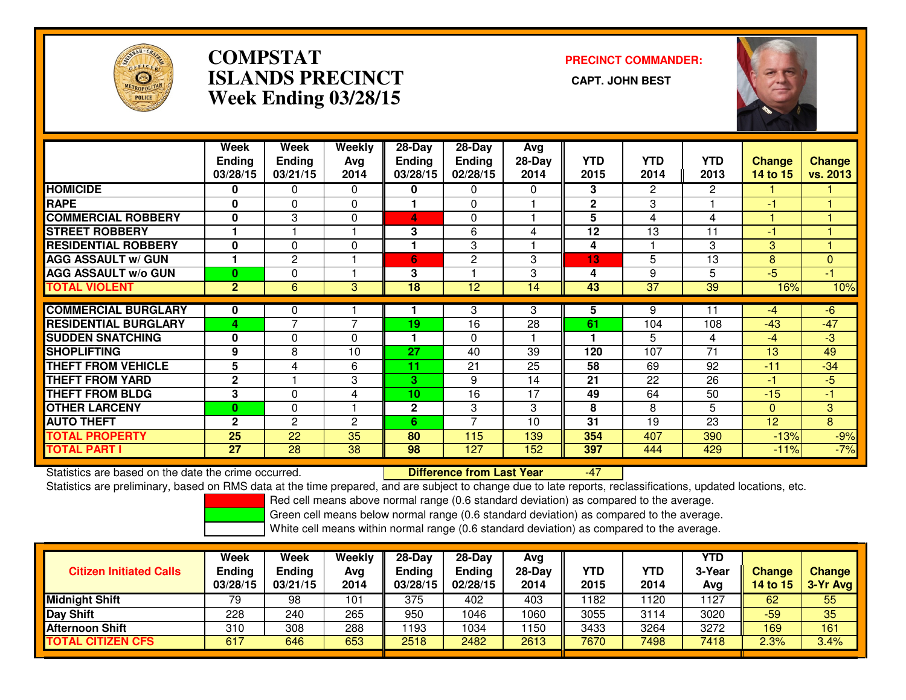# COMPSTAT
# ISLANDS PRECINCT
# Week Ending 03/28/15

**PRECINCT COMMANDER:**

**CAPT. JOHN BEST**

| | Week Ending 03/28/15 | Week Ending 03/21/15 | Weekly Avg 2014 | 28-Day Ending 03/28/15 | 28-Day Ending 02/28/15 | Avg 28-Day 2014 | YTD 2015 | YTD 2014 | YTD 2013 | Change 14 to 15 | Change vs. 2013 |
|---|---|---|---|---|---|---|---|---|---|---|---|
| HOMICIDE | 0 | 0 | 0 | 0 | 0 | 0 | 3 | 2 | 2 | 1 | 1 |
| RAPE | 0 | 0 | 0 | 1 | 0 | 1 | 2 | 3 | 1 | -1 | 1 |
| COMMERCIAL ROBBERY | 0 | 3 | 0 | 4 | 0 | 1 | 5 | 4 | 4 | 1 | 1 |
| STREET ROBBERY | 1 | 1 | 1 | 3 | 6 | 4 | 12 | 13 | 11 | -1 | 1 |
| RESIDENTIAL ROBBERY | 0 | 0 | 0 | 1 | 3 | 1 | 4 | 1 | 3 | 3 | 1 |
| AGG ASSAULT w/ GUN | 1 | 2 | 1 | 6 | 2 | 3 | 13 | 5 | 13 | 8 | 0 |
| AGG ASSAULT w/o GUN | 0 | 0 | 1 | 3 | 1 | 3 | 4 | 9 | 5 | -5 | -1 |
| TOTAL VIOLENT | 2 | 6 | 3 | 18 | 12 | 14 | 43 | 37 | 39 | 16% | 10% |
| COMMERCIAL BURGLARY | 0 | 0 | 1 | 1 | 3 | 3 | 5 | 9 | 11 | -4 | -6 |
| RESIDENTIAL BURGLARY | 4 | 7 | 7 | 19 | 16 | 28 | 61 | 104 | 108 | -43 | -47 |
| SUDDEN SNATCHING | 0 | 0 | 0 | 1 | 0 | 1 | 1 | 5 | 4 | -4 | -3 |
| SHOPLIFTING | 9 | 8 | 10 | 27 | 40 | 39 | 120 | 107 | 71 | 13 | 49 |
| THEFT FROM VEHICLE | 5 | 4 | 6 | 11 | 21 | 25 | 58 | 69 | 92 | -11 | -34 |
| THEFT FROM YARD | 2 | 1 | 3 | 3 | 9 | 14 | 21 | 22 | 26 | -1 | -5 |
| THEFT FROM BLDG | 3 | 0 | 4 | 10 | 16 | 17 | 49 | 64 | 50 | -15 | -1 |
| OTHER LARCENY | 0 | 0 | 1 | 2 | 3 | 3 | 8 | 8 | 5 | 0 | 3 |
| AUTO THEFT | 2 | 2 | 2 | 6 | 7 | 10 | 31 | 19 | 23 | 12 | 8 |
| TOTAL PROPERTY | 25 | 22 | 35 | 80 | 115 | 139 | 354 | 407 | 390 | -13% | -9% |
| TOTAL PART I | 27 | 28 | 38 | 98 | 127 | 152 | 397 | 444 | 429 | -11% | -7% |

Statistics are based on the date the crime occurred. **Difference from Last Year** -47

Statistics are preliminary, based on RMS data at the time prepared, and are subject to change due to late reports, reclassifications, updated locations, etc.

Red cell means above normal range (0.6 standard deviation) as compared to the average.

Green cell means below normal range (0.6 standard deviation) as compared to the average.

White cell means within normal range (0.6 standard deviation) as compared to the average.

| Citizen Initiated Calls | Week Ending 03/28/15 | Week Ending 03/21/15 | Weekly Avg 2014 | 28-Day Ending 03/28/15 | 28-Day Ending 02/28/15 | Avg 28-Day 2014 | YTD 2015 | YTD 2014 | YTD 3-Year Avg | Change 14 to 15 | Change 3-Yr Avg |
|---|---|---|---|---|---|---|---|---|---|---|---|
| Midnight Shift | 79 | 98 | 101 | 375 | 402 | 403 | 1182 | 1120 | 1127 | 62 | 55 |
| Day Shift | 228 | 240 | 265 | 950 | 1046 | 1060 | 3055 | 3114 | 3020 | -59 | 35 |
| Afternoon Shift | 310 | 308 | 288 | 1193 | 1034 | 1150 | 3433 | 3264 | 3272 | 169 | 161 |
| TOTAL CITIZEN CFS | 617 | 646 | 653 | 2518 | 2482 | 2613 | 7670 | 7498 | 7418 | 2.3% | 3.4% |